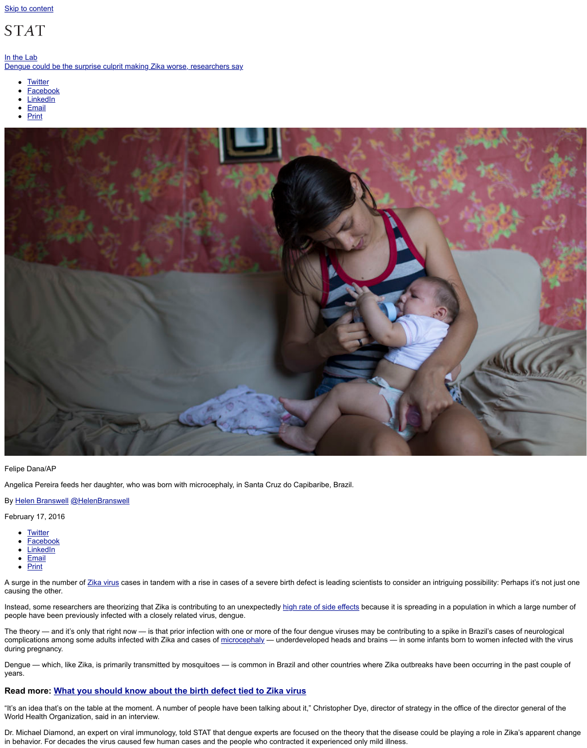Skip to content

STAT

In the Lab

# Dengue could be the surprise culprit making Zika worse, researchers say

- Twitter
- Facebook
- LinkedIn
- Email
- Print

Felipe Dana/AP

Angelica Pereira feeds her daughter, who was born with microcephaly, in Santa Cruz do Capibaribe, Brazil.

By Helen Branswell @HelenBranswell

February 17, 2016

- Twitter
- Facebook
- LinkedIn
- Email
- Print

A surge in the number of Zika virus cases in tandem with a rise in cases of a severe birth defect is leading scientists to consider an intriguing possibility: Perhaps it's not just one causing the other.

Instead, some researchers are theorizing that Zika is contributing to an unexpectedly high rate of side effects because it is spreading in a population in which a large number of people have been previously infected with a closely related virus, dengue.

The theory — and it's only that right now — is that prior infection with one or more of the four dengue viruses may be contributing to a spike in Brazil's cases of neurological complications among some adults infected with Zika and cases of microcephaly — underdeveloped heads and brains — in some infants born to women infected with the virus during pregnancy.

Dengue — which, like Zika, is primarily transmitted by mosquitoes — is common in Brazil and other countries where Zika outbreaks have been occurring in the past couple of years.

**Read more: What you should know about the birth defect tied to Zika virus**

"It's an idea that's on the table at the moment. A number of people have been talking about it," Christopher Dye, director of strategy in the office of the director general of the World Health Organization, said in an interview.

Dr. Michael Diamond, an expert on viral immunology, told STAT that dengue experts are focused on the theory that the disease could be playing a role in Zika's apparent change in behavior. For decades the virus caused few human cases and the people who contracted it experienced only mild illness.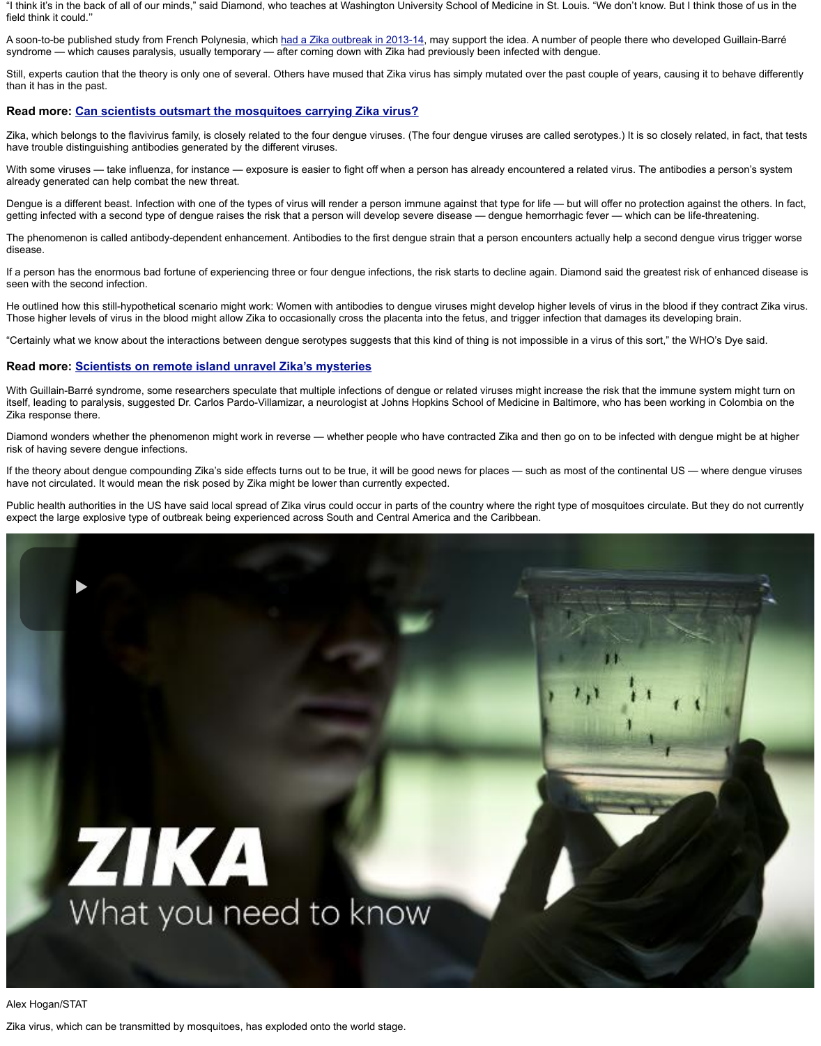"I think it's in the back of all of our minds," said Diamond, who teaches at Washington University School of Medicine in St. Louis. "We don't know. But I think those of us in the field think it could.''

A soon-to-be published study from French Polynesia, which had a Zika outbreak in 2013-14, may support the idea. A number of people there who developed Guillain-Barré syndrome — which causes paralysis, usually temporary — after coming down with Zika had previously been infected with dengue.

Still, experts caution that the theory is only one of several. Others have mused that Zika virus has simply mutated over the past couple of years, causing it to behave differently than it has in the past.

**Read more: Can scientists outsmart the mosquitoes carrying Zika virus?**

Zika, which belongs to the flavivirus family, is closely related to the four dengue viruses. (The four dengue viruses are called serotypes.) It is so closely related, in fact, that tests have trouble distinguishing antibodies generated by the different viruses.

With some viruses — take influenza, for instance — exposure is easier to fight off when a person has already encountered a related virus. The antibodies a person's system already generated can help combat the new threat.

Dengue is a different beast. Infection with one of the types of virus will render a person immune against that type for life — but will offer no protection against the others. In fact, getting infected with a second type of dengue raises the risk that a person will develop severe disease — dengue hemorrhagic fever — which can be life-threatening.

The phenomenon is called antibody-dependent enhancement. Antibodies to the first dengue strain that a person encounters actually help a second dengue virus trigger worse disease.

If a person has the enormous bad fortune of experiencing three or four dengue infections, the risk starts to decline again. Diamond said the greatest risk of enhanced disease is seen with the second infection.

He outlined how this still-hypothetical scenario might work: Women with antibodies to dengue viruses might develop higher levels of virus in the blood if they contract Zika virus. Those higher levels of virus in the blood might allow Zika to occasionally cross the placenta into the fetus, and trigger infection that damages its developing brain.

"Certainly what we know about the interactions between dengue serotypes suggests that this kind of thing is not impossible in a virus of this sort," the WHO's Dye said.

**Read more: Scientists on remote island unravel Zika's mysteries**

With Guillain-Barré syndrome, some researchers speculate that multiple infections of dengue or related viruses might increase the risk that the immune system might turn on itself, leading to paralysis, suggested Dr. Carlos Pardo-Villamizar, a neurologist at Johns Hopkins School of Medicine in Baltimore, who has been working in Colombia on the Zika response there.

Diamond wonders whether the phenomenon might work in reverse — whether people who have contracted Zika and then go on to be infected with dengue might be at higher risk of having severe dengue infections.

If the theory about dengue compounding Zika's side effects turns out to be true, it will be good news for places — such as most of the continental US — where dengue viruses have not circulated. It would mean the risk posed by Zika might be lower than currently expected.

Public health authorities in the US have said local spread of Zika virus could occur in parts of the country where the right type of mosquitoes circulate. But they do not currently expect the large explosive type of outbreak being experienced across South and Central America and the Caribbean.

ZIKA
What you need to know

Alex Hogan/STAT

Zika virus, which can be transmitted by mosquitoes, has exploded onto the world stage.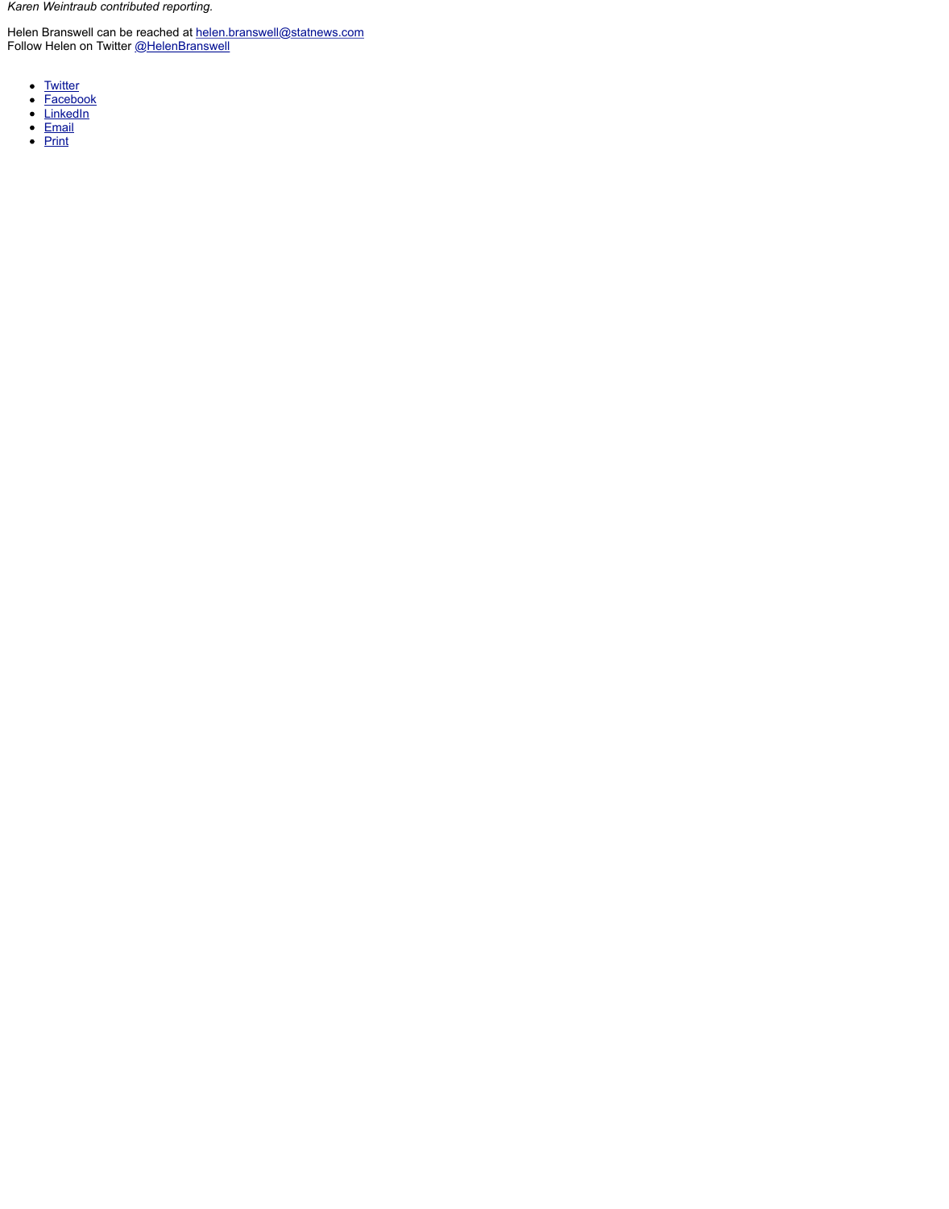*Karen Weintraub contributed reporting.*

Helen Branswell can be reached at helen.branswell@statnews.com
Follow Helen on Twitter @HelenBranswell

- Twitter
- Facebook
- LinkedIn
- Email
- Print